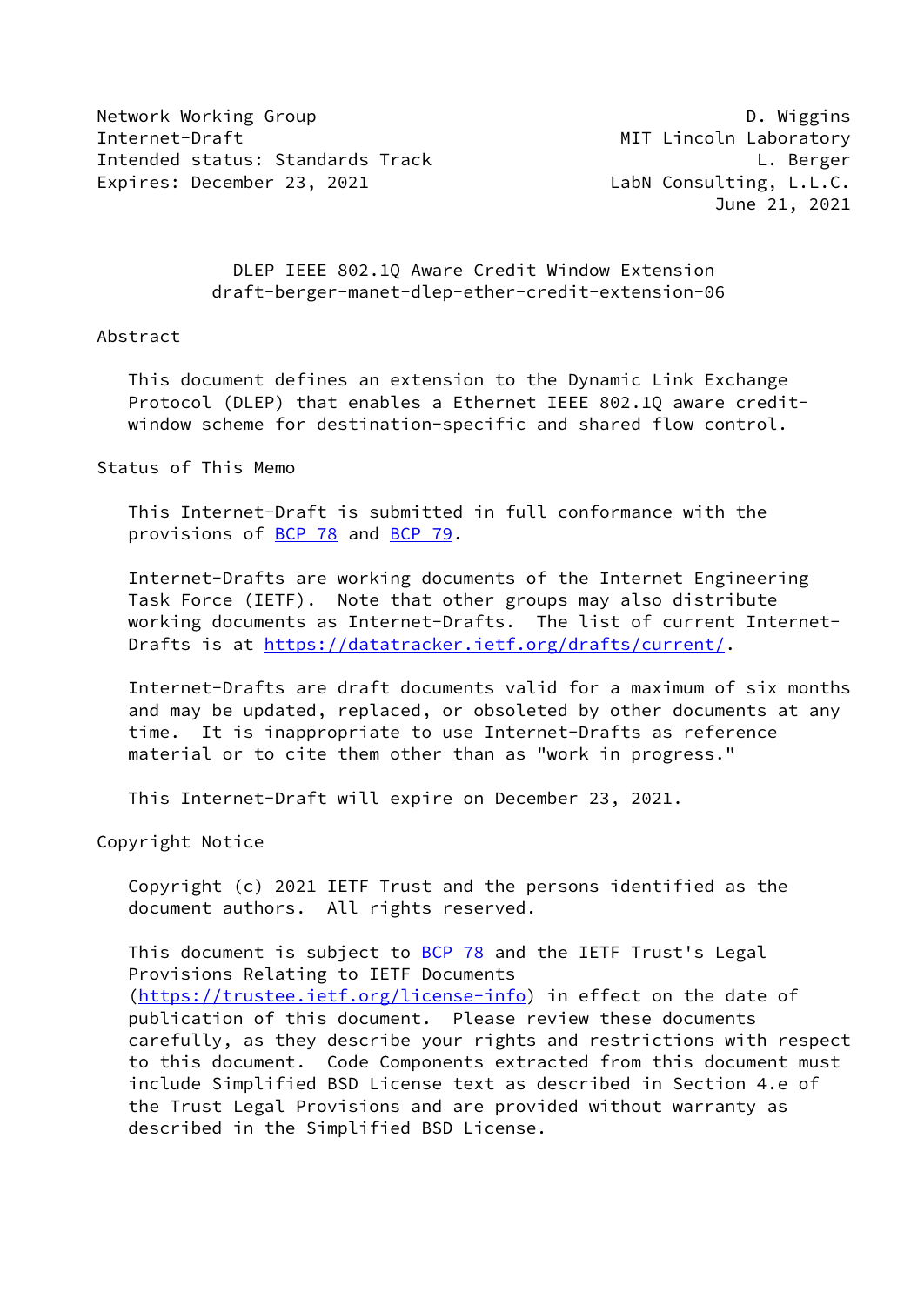Network Working Group D. Wiggins
Internet-Draft MIT Lincoln Laboratory
Intended status: Standards Track L. Berger
Expires: December 23, 2021 LabN Consulting, L.L.C.
June 21, 2021

# DLEP IEEE 802.1Q Aware Credit Window Extension
draft-berger-manet-dlep-ether-credit-extension-06

## Abstract

This document defines an extension to the Dynamic Link Exchange Protocol (DLEP) that enables a Ethernet IEEE 802.1Q aware credit-window scheme for destination-specific and shared flow control.

## Status of This Memo

This Internet-Draft is submitted in full conformance with the provisions of BCP 78 and BCP 79.

Internet-Drafts are working documents of the Internet Engineering Task Force (IETF). Note that other groups may also distribute working documents as Internet-Drafts. The list of current Internet-Drafts is at https://datatracker.ietf.org/drafts/current/.

Internet-Drafts are draft documents valid for a maximum of six months and may be updated, replaced, or obsoleted by other documents at any time. It is inappropriate to use Internet-Drafts as reference material or to cite them other than as "work in progress."

This Internet-Draft will expire on December 23, 2021.

## Copyright Notice

Copyright (c) 2021 IETF Trust and the persons identified as the document authors. All rights reserved.

This document is subject to BCP 78 and the IETF Trust's Legal Provisions Relating to IETF Documents (https://trustee.ietf.org/license-info) in effect on the date of publication of this document. Please review these documents carefully, as they describe your rights and restrictions with respect to this document. Code Components extracted from this document must include Simplified BSD License text as described in Section 4.e of the Trust Legal Provisions and are provided without warranty as described in the Simplified BSD License.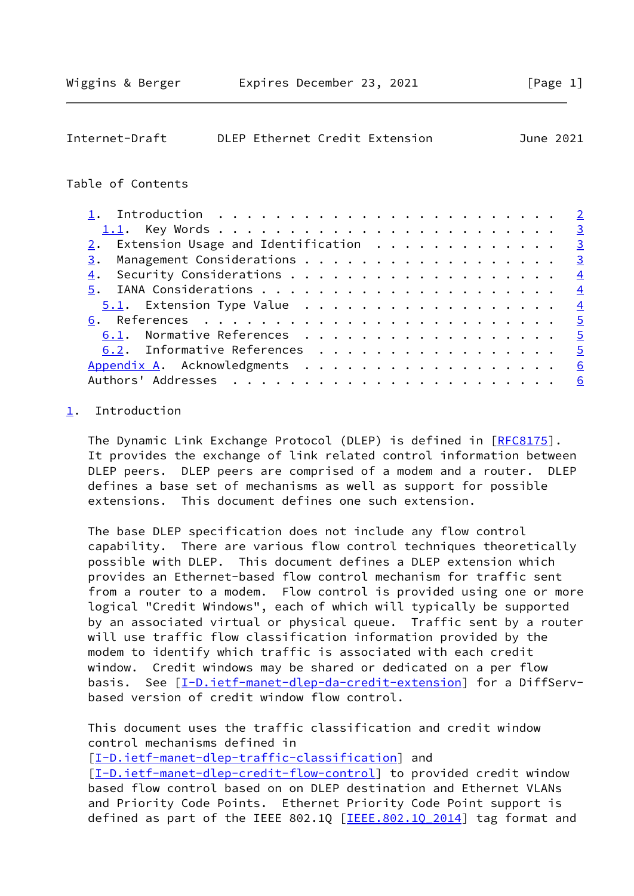Table of Contents

- 1. Introduction . . . . . . . . . . . . . . . . . . . . . . . . 2
  - 1.1. Key Words . . . . . . . . . . . . . . . . . . . . . . . . 3
- 2. Extension Usage and Identification . . . . . . . . . . . . . 3
- 3. Management Considerations . . . . . . . . . . . . . . . . . . 3
- 4. Security Considerations . . . . . . . . . . . . . . . . . . . 4
- 5. IANA Considerations . . . . . . . . . . . . . . . . . . . . . 4
  - 5.1. Extension Type Value . . . . . . . . . . . . . . . . . . 4
- 6. References . . . . . . . . . . . . . . . . . . . . . . . . . 5
  - 6.1. Normative References . . . . . . . . . . . . . . . . . . 5
  - 6.2. Informative References . . . . . . . . . . . . . . . . . 5
- Appendix A. Acknowledgments . . . . . . . . . . . . . . . . . . . 6
- Authors' Addresses . . . . . . . . . . . . . . . . . . . . . . . 6

## 1. Introduction

The Dynamic Link Exchange Protocol (DLEP) is defined in [RFC8175]. It provides the exchange of link related control information between DLEP peers. DLEP peers are comprised of a modem and a router. DLEP defines a base set of mechanisms as well as support for possible extensions. This document defines one such extension.

The base DLEP specification does not include any flow control capability. There are various flow control techniques theoretically possible with DLEP. This document defines a DLEP extension which provides an Ethernet-based flow control mechanism for traffic sent from a router to a modem. Flow control is provided using one or more logical "Credit Windows", each of which will typically be supported by an associated virtual or physical queue. Traffic sent by a router will use traffic flow classification information provided by the modem to identify which traffic is associated with each credit window. Credit windows may be shared or dedicated on a per flow basis. See [I-D.ietf-manet-dlep-da-credit-extension] for a DiffServ-based version of credit window flow control.

This document uses the traffic classification and credit window control mechanisms defined in [I-D.ietf-manet-dlep-traffic-classification] and [I-D.ietf-manet-dlep-credit-flow-control] to provided credit window based flow control based on on DLEP destination and Ethernet VLANs and Priority Code Points. Ethernet Priority Code Point support is defined as part of the IEEE 802.1Q [IEEE.802.1Q_2014] tag format and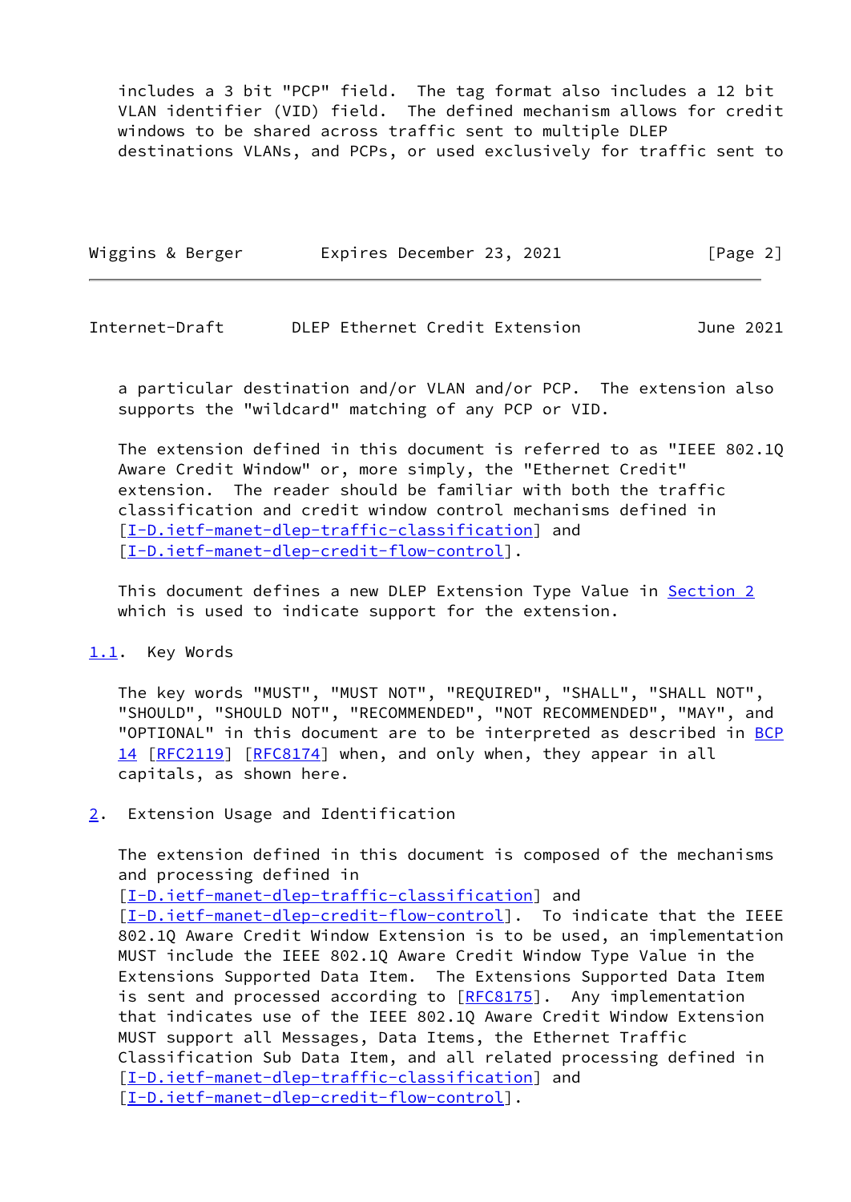includes a 3 bit "PCP" field. The tag format also includes a 12 bit VLAN identifier (VID) field. The defined mechanism allows for credit windows to be shared across traffic sent to multiple DLEP destinations VLANs, and PCPs, or used exclusively for traffic sent to a particular destination and/or VLAN and/or PCP. The extension also supports the "wildcard" matching of any PCP or VID.

The extension defined in this document is referred to as "IEEE 802.1Q Aware Credit Window" or, more simply, the "Ethernet Credit" extension. The reader should be familiar with both the traffic classification and credit window control mechanisms defined in [I-D.ietf-manet-dlep-traffic-classification] and [I-D.ietf-manet-dlep-credit-flow-control].

This document defines a new DLEP Extension Type Value in Section 2 which is used to indicate support for the extension.

### 1.1. Key Words

The key words "MUST", "MUST NOT", "REQUIRED", "SHALL", "SHALL NOT", "SHOULD", "SHOULD NOT", "RECOMMENDED", "NOT RECOMMENDED", "MAY", and "OPTIONAL" in this document are to be interpreted as described in BCP 14 [RFC2119] [RFC8174] when, and only when, they appear in all capitals, as shown here.

## 2. Extension Usage and Identification

The extension defined in this document is composed of the mechanisms and processing defined in [I-D.ietf-manet-dlep-traffic-classification] and [I-D.ietf-manet-dlep-credit-flow-control]. To indicate that the IEEE 802.1Q Aware Credit Window Extension is to be used, an implementation MUST include the IEEE 802.1Q Aware Credit Window Type Value in the Extensions Supported Data Item. The Extensions Supported Data Item is sent and processed according to [RFC8175]. Any implementation that indicates use of the IEEE 802.1Q Aware Credit Window Extension MUST support all Messages, Data Items, the Ethernet Traffic Classification Sub Data Item, and all related processing defined in [I-D.ietf-manet-dlep-traffic-classification] and [I-D.ietf-manet-dlep-credit-flow-control].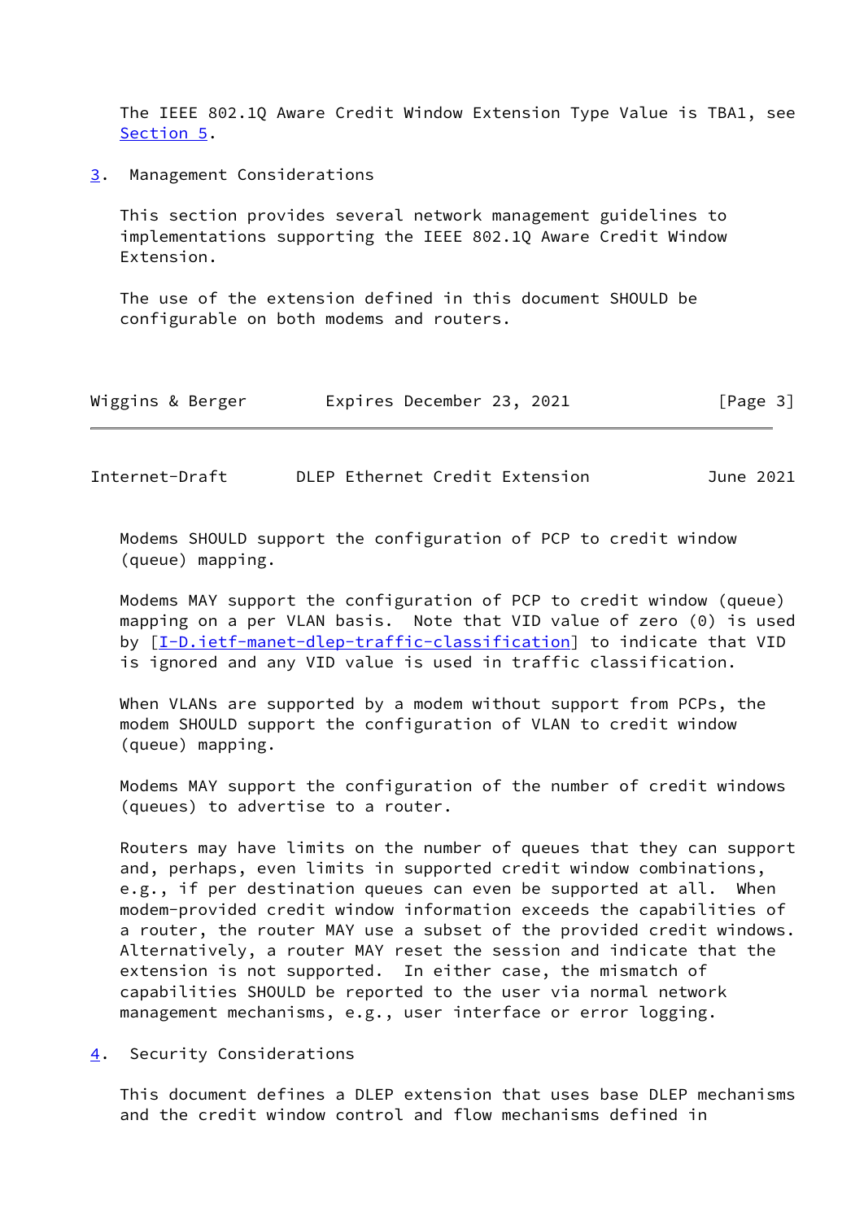The IEEE 802.1Q Aware Credit Window Extension Type Value is TBA1, see Section 5.

## 3. Management Considerations

This section provides several network management guidelines to implementations supporting the IEEE 802.1Q Aware Credit Window Extension.

The use of the extension defined in this document SHOULD be configurable on both modems and routers.

Modems SHOULD support the configuration of PCP to credit window (queue) mapping.

Modems MAY support the configuration of PCP to credit window (queue) mapping on a per VLAN basis. Note that VID value of zero (0) is used by [I-D.ietf-manet-dlep-traffic-classification] to indicate that VID is ignored and any VID value is used in traffic classification.

When VLANs are supported by a modem without support from PCPs, the modem SHOULD support the configuration of VLAN to credit window (queue) mapping.

Modems MAY support the configuration of the number of credit windows (queues) to advertise to a router.

Routers may have limits on the number of queues that they can support and, perhaps, even limits in supported credit window combinations, e.g., if per destination queues can even be supported at all. When modem-provided credit window information exceeds the capabilities of a router, the router MAY use a subset of the provided credit windows. Alternatively, a router MAY reset the session and indicate that the extension is not supported. In either case, the mismatch of capabilities SHOULD be reported to the user via normal network management mechanisms, e.g., user interface or error logging.

## 4. Security Considerations

This document defines a DLEP extension that uses base DLEP mechanisms and the credit window control and flow mechanisms defined in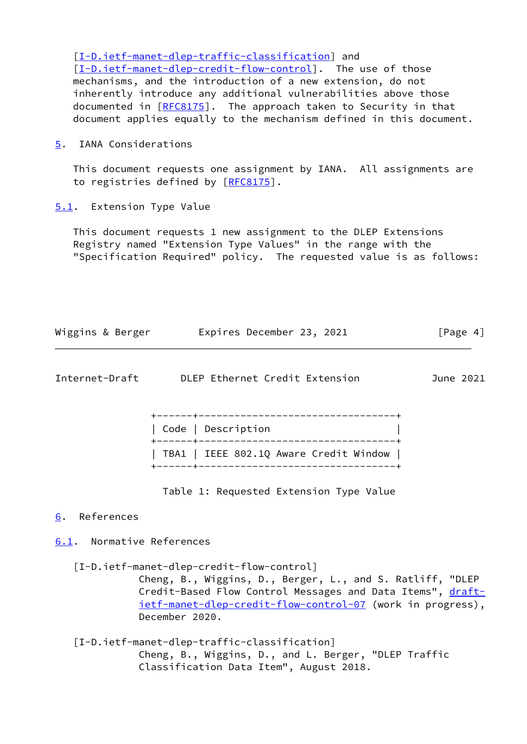[I-D.ietf-manet-dlep-traffic-classification] and [I-D.ietf-manet-dlep-credit-flow-control]. The use of those mechanisms, and the introduction of a new extension, do not inherently introduce any additional vulnerabilities above those documented in [RFC8175]. The approach taken to Security in that document applies equally to the mechanism defined in this document.

## 5. IANA Considerations

This document requests one assignment by IANA. All assignments are to registries defined by [RFC8175].

### 5.1. Extension Type Value

This document requests 1 new assignment to the DLEP Extensions Registry named "Extension Type Values" in the range with the "Specification Required" policy. The requested value is as follows:

| Code | Description |
|---|---|
| TBA1 | IEEE 802.1Q Aware Credit Window |

Table 1: Requested Extension Type Value

## 6. References

### 6.1. Normative References

[I-D.ietf-manet-dlep-credit-flow-control]
Cheng, B., Wiggins, D., Berger, L., and S. Ratliff, "DLEP Credit-Based Flow Control Messages and Data Items", draft-ietf-manet-dlep-credit-flow-control-07 (work in progress), December 2020.

[I-D.ietf-manet-dlep-traffic-classification]
Cheng, B., Wiggins, D., and L. Berger, "DLEP Traffic Classification Data Item", August 2018.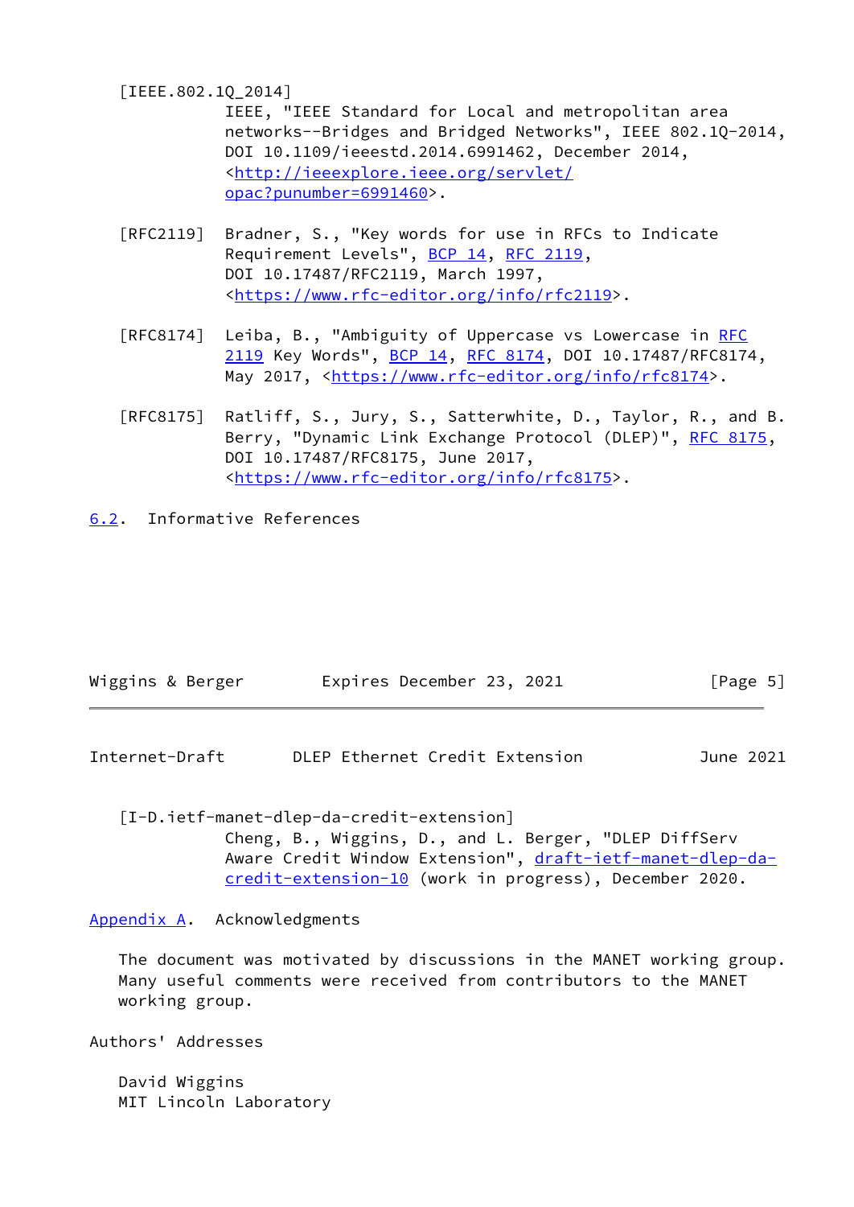[IEEE.802.1Q_2014]
IEEE, "IEEE Standard for Local and metropolitan area networks--Bridges and Bridged Networks", IEEE 802.1Q-2014, DOI 10.1109/ieeestd.2014.6991462, December 2014, <http://ieeexplore.ieee.org/servlet/opac?punumber=6991460>.

[RFC2119] Bradner, S., "Key words for use in RFCs to Indicate Requirement Levels", BCP 14, RFC 2119, DOI 10.17487/RFC2119, March 1997, <https://www.rfc-editor.org/info/rfc2119>.

[RFC8174] Leiba, B., "Ambiguity of Uppercase vs Lowercase in RFC 2119 Key Words", BCP 14, RFC 8174, DOI 10.17487/RFC8174, May 2017, <https://www.rfc-editor.org/info/rfc8174>.

[RFC8175] Ratliff, S., Jury, S., Satterwhite, D., Taylor, R., and B. Berry, "Dynamic Link Exchange Protocol (DLEP)", RFC 8175, DOI 10.17487/RFC8175, June 2017, <https://www.rfc-editor.org/info/rfc8175>.

## 6.2. Informative References

[I-D.ietf-manet-dlep-da-credit-extension]
Cheng, B., Wiggins, D., and L. Berger, "DLEP DiffServ Aware Credit Window Extension", draft-ietf-manet-dlep-da-credit-extension-10 (work in progress), December 2020.

# Appendix A. Acknowledgments

The document was motivated by discussions in the MANET working group. Many useful comments were received from contributors to the MANET working group.

# Authors' Addresses

David Wiggins
MIT Lincoln Laboratory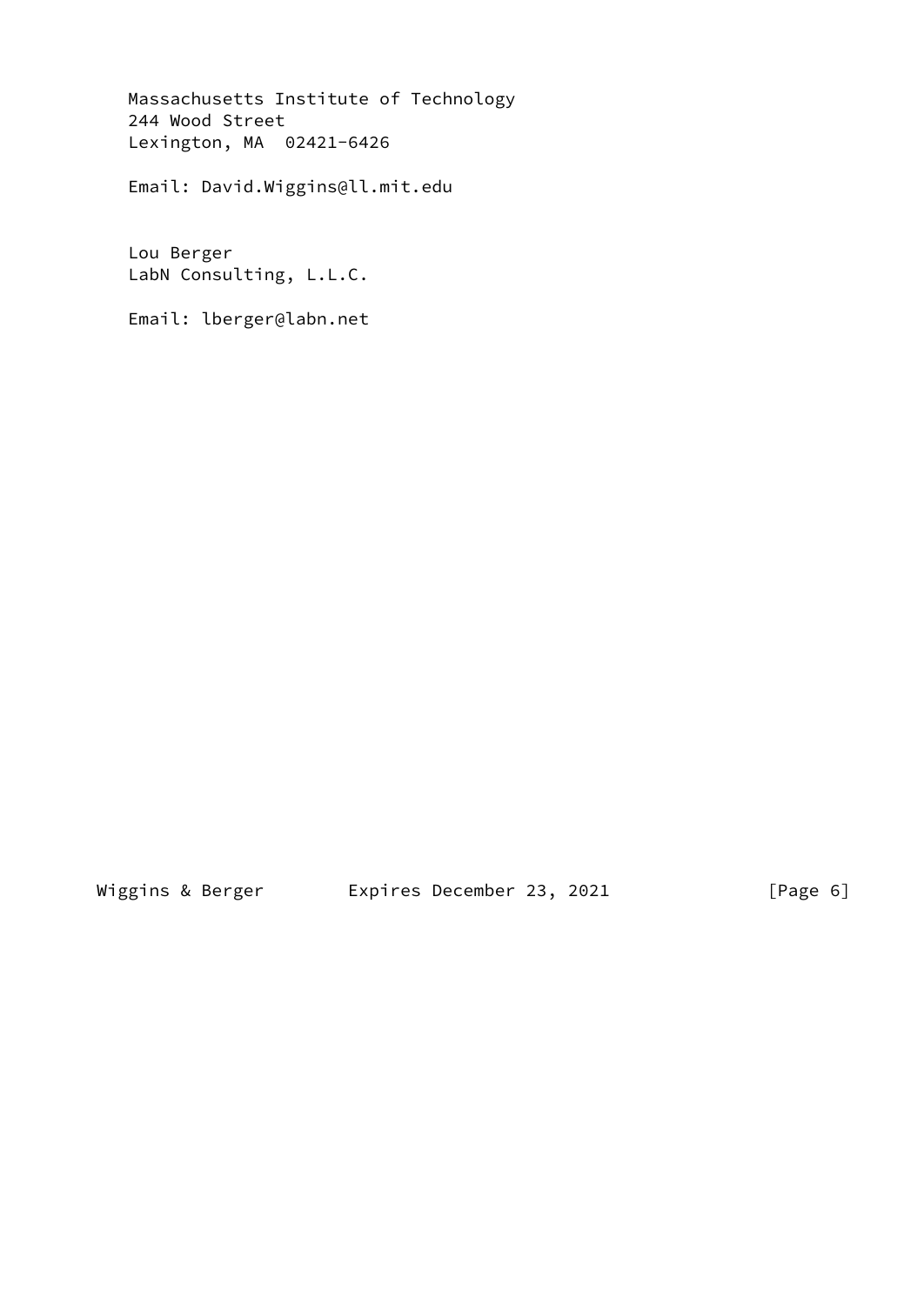Massachusetts Institute of Technology
244 Wood Street
Lexington, MA  02421-6426

Email: David.Wiggins@ll.mit.edu

Lou Berger
LabN Consulting, L.L.C.

Email: lberger@labn.net